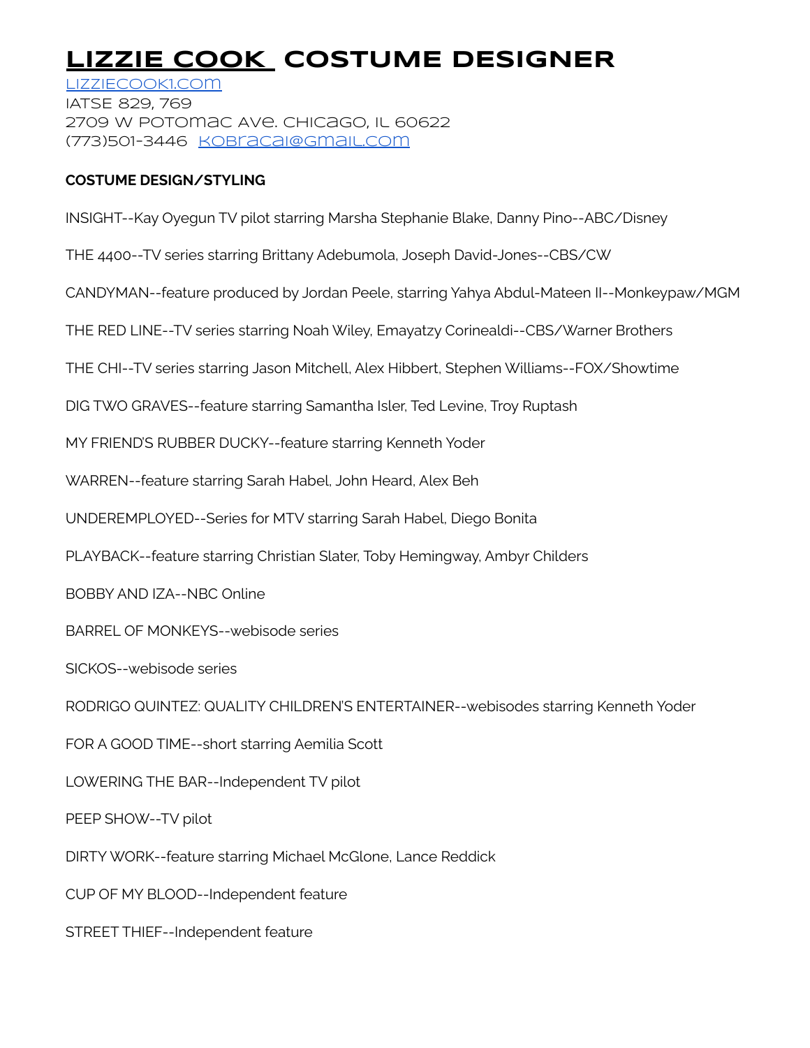# LIZZIE COOK COSTUME DESIGNER

LIZZIECOOK1.COM
IATSE 829, 769
2709 W POTOMAC AVE. CHICAGO, IL 60622
(773)501-3446 KOBRACAI@GMAIL.COM

**COSTUME DESIGN/STYLING**

INSIGHT--Kay Oyegun TV pilot starring Marsha Stephanie Blake, Danny Pino--ABC/Disney

THE 4400--TV series starring Brittany Adebumola, Joseph David-Jones--CBS/CW

CANDYMAN--feature produced by Jordan Peele, starring Yahya Abdul-Mateen II--Monkeypaw/MGM

THE RED LINE--TV series starring Noah Wiley, Emayatzy Corinealdi--CBS/Warner Brothers

THE CHI--TV series starring Jason Mitchell, Alex Hibbert, Stephen Williams--FOX/Showtime

DIG TWO GRAVES--feature starring Samantha Isler, Ted Levine, Troy Ruptash

MY FRIEND'S RUBBER DUCKY--feature starring Kenneth Yoder

WARREN--feature starring Sarah Habel, John Heard, Alex Beh

UNDEREMPLOYED--Series for MTV starring Sarah Habel, Diego Bonita

PLAYBACK--feature starring Christian Slater, Toby Hemingway, Ambyr Childers

BOBBY AND IZA--NBC Online

BARREL OF MONKEYS--webisode series

SICKOS--webisode series

RODRIGO QUINTEZ: QUALITY CHILDREN'S ENTERTAINER--webisodes starring Kenneth Yoder

FOR A GOOD TIME--short starring Aemilia Scott

LOWERING THE BAR--Independent TV pilot

PEEP SHOW--TV pilot

DIRTY WORK--feature starring Michael McGlone, Lance Reddick

CUP OF MY BLOOD--Independent feature

STREET THIEF--Independent feature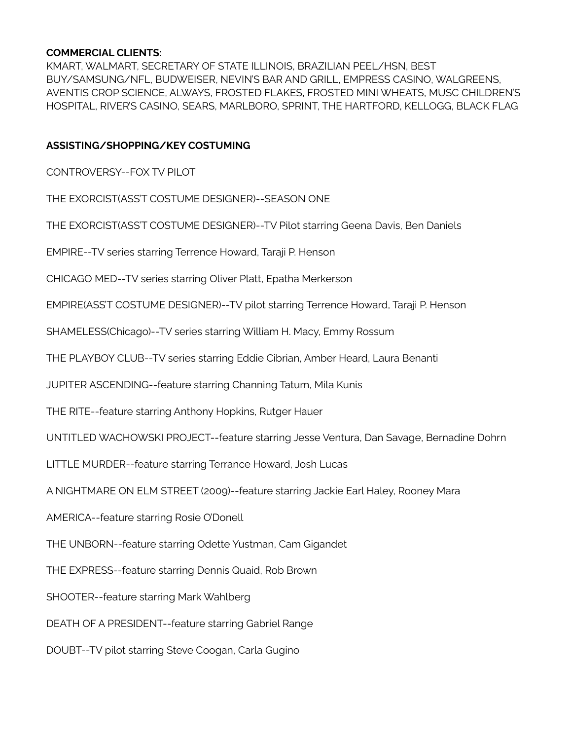**COMMERCIAL CLIENTS:**
KMART, WALMART, SECRETARY OF STATE ILLINOIS, BRAZILIAN PEEL/HSN, BEST BUY/SAMSUNG/NFL, BUDWEISER, NEVIN'S BAR AND GRILL, EMPRESS CASINO, WALGREENS, AVENTIS CROP SCIENCE, ALWAYS, FROSTED FLAKES, FROSTED MINI WHEATS, MUSC CHILDREN'S HOSPITAL, RIVER'S CASINO, SEARS, MARLBORO, SPRINT, THE HARTFORD, KELLOGG, BLACK FLAG

**ASSISTING/SHOPPING/KEY COSTUMING**

CONTROVERSY--FOX TV PILOT

THE EXORCIST(ASS'T COSTUME DESIGNER)--SEASON ONE

THE EXORCIST(ASS'T COSTUME DESIGNER)--TV Pilot starring Geena Davis, Ben Daniels

EMPIRE--TV series starring Terrence Howard, Taraji P. Henson

CHICAGO MED--TV series starring Oliver Platt, Epatha Merkerson

EMPIRE(ASS'T COSTUME DESIGNER)--TV pilot starring Terrence Howard, Taraji P. Henson

SHAMELESS(Chicago)--TV series starring William H. Macy, Emmy Rossum

THE PLAYBOY CLUB--TV series starring Eddie Cibrian, Amber Heard, Laura Benanti

JUPITER ASCENDING--feature starring Channing Tatum, Mila Kunis

THE RITE--feature starring Anthony Hopkins, Rutger Hauer

UNTITLED WACHOWSKI PROJECT--feature starring Jesse Ventura, Dan Savage, Bernadine Dohrn

LITTLE MURDER--feature starring Terrance Howard, Josh Lucas

A NIGHTMARE ON ELM STREET (2009)--feature starring Jackie Earl Haley, Rooney Mara

AMERICA--feature starring Rosie O'Donell

THE UNBORN--feature starring Odette Yustman, Cam Gigandet

THE EXPRESS--feature starring Dennis Quaid, Rob Brown

SHOOTER--feature starring Mark Wahlberg

DEATH OF A PRESIDENT--feature starring Gabriel Range

DOUBT--TV pilot starring Steve Coogan, Carla Gugino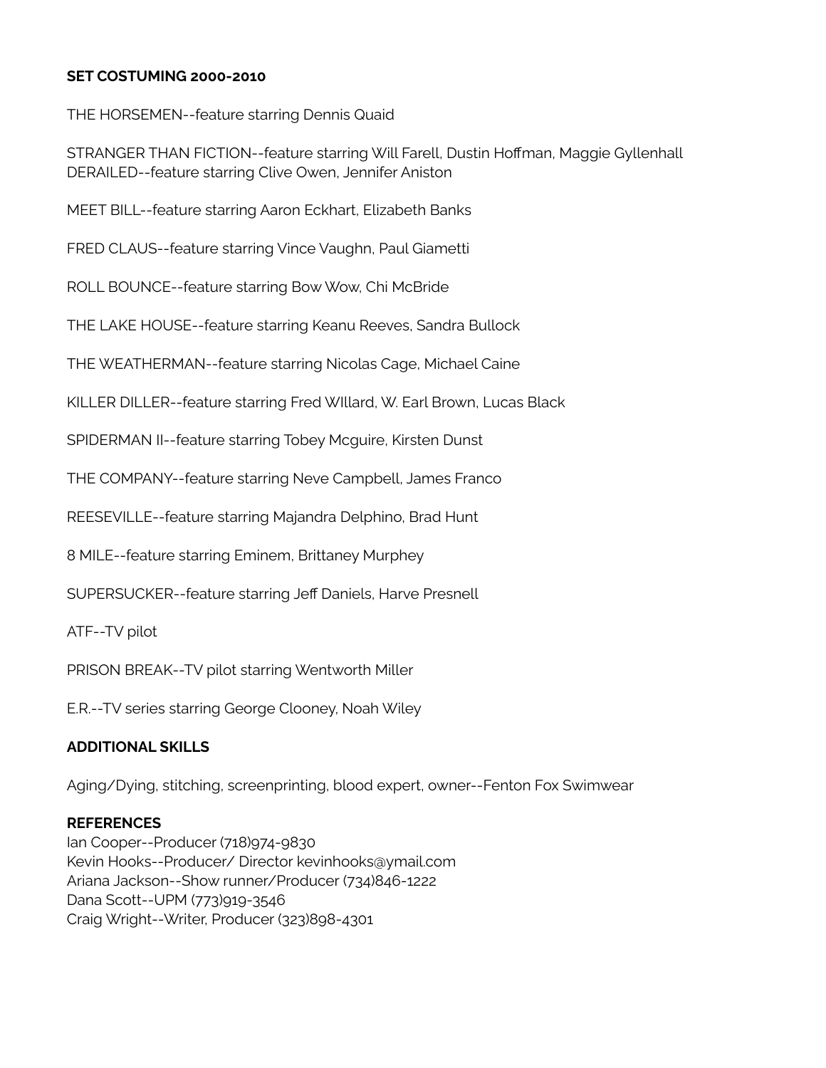**SET COSTUMING 2000-2010**

THE HORSEMEN--feature starring Dennis Quaid

STRANGER THAN FICTION--feature starring Will Farell, Dustin Hoffman, Maggie Gyllenhall
DERAILED--feature starring Clive Owen, Jennifer Aniston

MEET BILL--feature starring Aaron Eckhart, Elizabeth Banks

FRED CLAUS--feature starring Vince Vaughn, Paul Giametti

ROLL BOUNCE--feature starring Bow Wow, Chi McBride

THE LAKE HOUSE--feature starring Keanu Reeves, Sandra Bullock

THE WEATHERMAN--feature starring Nicolas Cage, Michael Caine

KILLER DILLER--feature starring Fred WIllard, W. Earl Brown, Lucas Black

SPIDERMAN II--feature starring Tobey Mcguire, Kirsten Dunst

THE COMPANY--feature starring Neve Campbell, James Franco

REESEVILLE--feature starring Majandra Delphino, Brad Hunt

8 MILE--feature starring Eminem, Brittaney Murphey

SUPERSUCKER--feature starring Jeff Daniels, Harve Presnell

ATF--TV pilot

PRISON BREAK--TV pilot starring Wentworth Miller

E.R.--TV series starring George Clooney, Noah Wiley

**ADDITIONAL SKILLS**

Aging/Dying, stitching, screenprinting, blood expert, owner--Fenton Fox Swimwear

**REFERENCES**
Ian Cooper--Producer (718)974-9830
Kevin Hooks--Producer/ Director kevinhooks@ymail.com
Ariana Jackson--Show runner/Producer (734)846-1222
Dana Scott--UPM (773)919-3546
Craig Wright--Writer, Producer (323)898-4301